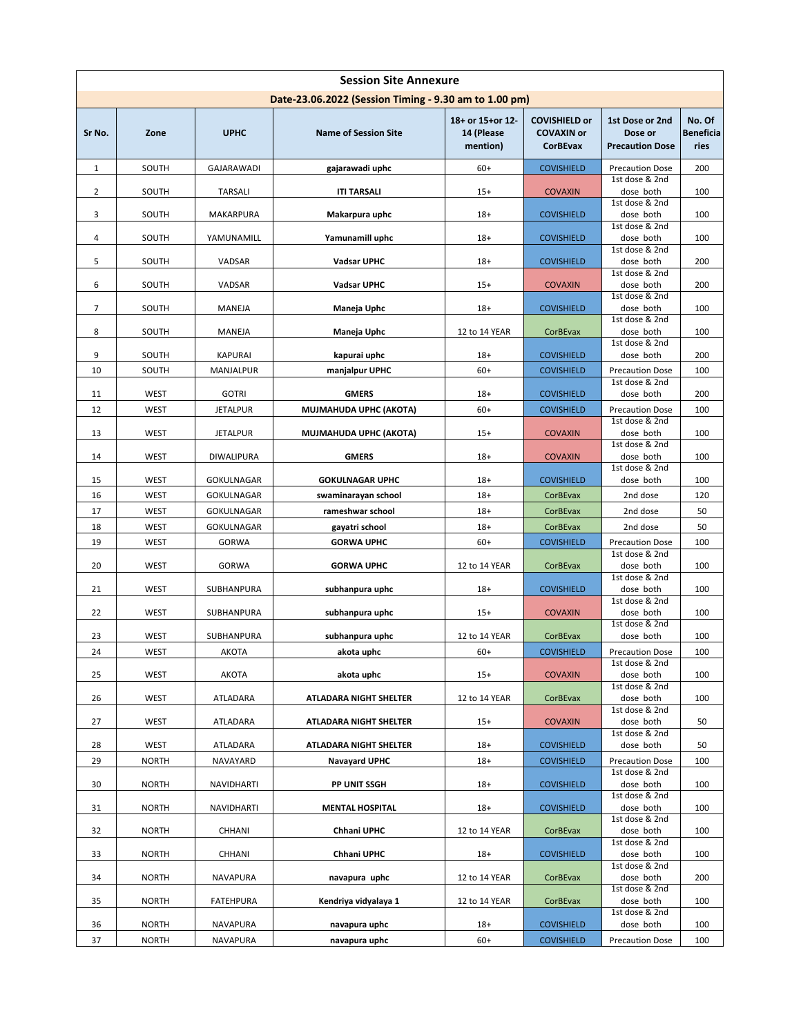## Session Site Annexure

### Date-23.06.2022 (Session Timing - 9.30 am to 1.00 pm)

| Sr No. | Zone | UPHC | Name of Session Site | 18+ or 15+or 12-14 (Please mention) | COVISHIELD or COVAXIN or CorBEvax | 1st Dose or 2nd Dose or Precaution Dose | No. Of Beneficiaries |
|---|---|---|---|---|---|---|---|
| 1 | SOUTH | GAJARAWADI | **gajarawadi uphc** | 60+ | COVISHIELD | Precaution Dose | 200 |
| 2 | SOUTH | TARSALI | **ITI TARSALI** | 15+ | COVAXIN | 1st dose & 2nd dose both | 100 |
| 3 | SOUTH | MAKARPURA | **Makarpura uphc** | 18+ | COVISHIELD | 1st dose & 2nd dose both | 100 |
| 4 | SOUTH | YAMUNAMILL | **Yamunamill uphc** | 18+ | COVISHIELD | 1st dose & 2nd dose both | 100 |
| 5 | SOUTH | VADSAR | **Vadsar UPHC** | 18+ | COVISHIELD | 1st dose & 2nd dose both | 200 |
| 6 | SOUTH | VADSAR | **Vadsar UPHC** | 15+ | COVAXIN | 1st dose & 2nd dose both | 200 |
| 7 | SOUTH | MANEJA | **Maneja Uphc** | 18+ | COVISHIELD | 1st dose & 2nd dose both | 100 |
| 8 | SOUTH | MANEJA | **Maneja Uphc** | 12 to 14 YEAR | CorBEvax | 1st dose & 2nd dose both | 100 |
| 9 | SOUTH | KAPURAI | **kapurai uphc** | 18+ | COVISHIELD | 1st dose & 2nd dose both | 200 |
| 10 | SOUTH | MANJALPUR | **manjalpur UPHC** | 60+ | COVISHIELD | Precaution Dose | 100 |
| 11 | WEST | GOTRI | **GMERS** | 18+ | COVISHIELD | 1st dose & 2nd dose both | 200 |
| 12 | WEST | JETALPUR | **MUJMAHUDA UPHC (AKOTA)** | 60+ | COVISHIELD | Precaution Dose | 100 |
| 13 | WEST | JETALPUR | **MUJMAHUDA UPHC (AKOTA)** | 15+ | COVAXIN | 1st dose & 2nd dose both | 100 |
| 14 | WEST | DIWALIPURA | **GMERS** | 18+ | COVAXIN | 1st dose & 2nd dose both | 100 |
| 15 | WEST | GOKULNAGAR | **GOKULNAGAR UPHC** | 18+ | COVISHIELD | 1st dose & 2nd dose both | 100 |
| 16 | WEST | GOKULNAGAR | **swaminarayan school** | 18+ | CorBEvax | 2nd dose | 120 |
| 17 | WEST | GOKULNAGAR | **rameshwar school** | 18+ | CorBEvax | 2nd dose | 50 |
| 18 | WEST | GOKULNAGAR | **gayatri school** | 18+ | CorBEvax | 2nd dose | 50 |
| 19 | WEST | GORWA | **GORWA UPHC** | 60+ | COVISHIELD | Precaution Dose | 100 |
| 20 | WEST | GORWA | **GORWA UPHC** | 12 to 14 YEAR | CorBEvax | 1st dose & 2nd dose both | 100 |
| 21 | WEST | SUBHANPURA | **subhanpura uphc** | 18+ | COVISHIELD | 1st dose & 2nd dose both | 100 |
| 22 | WEST | SUBHANPURA | **subhanpura uphc** | 15+ | COVAXIN | 1st dose & 2nd dose both | 100 |
| 23 | WEST | SUBHANPURA | **subhanpura uphc** | 12 to 14 YEAR | CorBEvax | 1st dose & 2nd dose both | 100 |
| 24 | WEST | AKOTA | **akota uphc** | 60+ | COVISHIELD | Precaution Dose | 100 |
| 25 | WEST | AKOTA | **akota uphc** | 15+ | COVAXIN | 1st dose & 2nd dose both | 100 |
| 26 | WEST | ATLADARA | **ATLADARA NIGHT SHELTER** | 12 to 14 YEAR | CorBEvax | 1st dose & 2nd dose both | 100 |
| 27 | WEST | ATLADARA | **ATLADARA NIGHT SHELTER** | 15+ | COVAXIN | 1st dose & 2nd dose both | 50 |
| 28 | WEST | ATLADARA | **ATLADARA NIGHT SHELTER** | 18+ | COVISHIELD | 1st dose & 2nd dose both | 50 |
| 29 | NORTH | NAVAYARD | **Navayard UPHC** | 18+ | COVISHIELD | Precaution Dose | 100 |
| 30 | NORTH | NAVIDHARTI | **PP UNIT SSGH** | 18+ | COVISHIELD | 1st dose & 2nd dose both | 100 |
| 31 | NORTH | NAVIDHARTI | **MENTAL HOSPITAL** | 18+ | COVISHIELD | 1st dose & 2nd dose both | 100 |
| 32 | NORTH | CHHANI | **Chhani UPHC** | 12 to 14 YEAR | CorBEvax | 1st dose & 2nd dose both | 100 |
| 33 | NORTH | CHHANI | **Chhani UPHC** | 18+ | COVISHIELD | 1st dose & 2nd dose both | 100 |
| 34 | NORTH | NAVAPURA | **navapura uphc** | 12 to 14 YEAR | CorBEvax | 1st dose & 2nd dose both | 200 |
| 35 | NORTH | FATEHPURA | **Kendriya vidyalaya 1** | 12 to 14 YEAR | CorBEvax | 1st dose & 2nd dose both | 100 |
| 36 | NORTH | NAVAPURA | **navapura uphc** | 18+ | COVISHIELD | 1st dose & 2nd dose both | 100 |
| 37 | NORTH | NAVAPURA | **navapura uphc** | 60+ | COVISHIELD | Precaution Dose | 100 |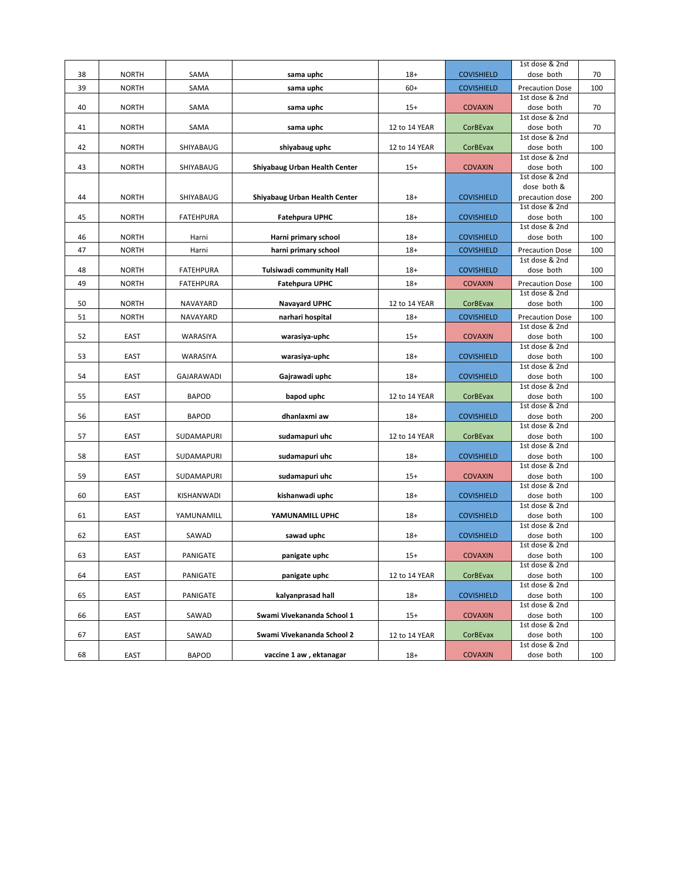| | | | | | | | |
|---|---|---|---|---|---|---|---|
| 38 | NORTH | SAMA | sama uphc | 18+ | COVISHIELD | 1st dose & 2nd dose both | 70 |
| 39 | NORTH | SAMA | sama uphc | 60+ | COVISHIELD | Precaution Dose | 100 |
| 40 | NORTH | SAMA | sama uphc | 15+ | COVAXIN | 1st dose & 2nd dose both | 70 |
| 41 | NORTH | SAMA | sama uphc | 12 to 14 YEAR | CorBEvax | 1st dose & 2nd dose both | 70 |
| 42 | NORTH | SHIYABAUG | shiyabaug uphc | 12 to 14 YEAR | CorBEvax | 1st dose & 2nd dose both | 100 |
| 43 | NORTH | SHIYABAUG | Shiyabaug Urban Health Center | 15+ | COVAXIN | 1st dose & 2nd dose both | 100 |
| 44 | NORTH | SHIYABAUG | Shiyabaug Urban Health Center | 18+ | COVISHIELD | 1st dose & 2nd dose both & precaution dose | 200 |
| 45 | NORTH | FATEHPURA | Fatehpura UPHC | 18+ | COVISHIELD | 1st dose & 2nd dose both | 100 |
| 46 | NORTH | Harni | Harni primary school | 18+ | COVISHIELD | 1st dose & 2nd dose both | 100 |
| 47 | NORTH | Harni | harni primary school | 18+ | COVISHIELD | Precaution Dose | 100 |
| 48 | NORTH | FATEHPURA | Tulsiwadi community Hall | 18+ | COVISHIELD | 1st dose & 2nd dose both | 100 |
| 49 | NORTH | FATEHPURA | Fatehpura UPHC | 18+ | COVAXIN | Precaution Dose | 100 |
| 50 | NORTH | NAVAYARD | Navayard UPHC | 12 to 14 YEAR | CorBEvax | 1st dose & 2nd dose both | 100 |
| 51 | NORTH | NAVAYARD | narhari hospital | 18+ | COVISHIELD | Precaution Dose | 100 |
| 52 | EAST | WARASIYA | warasiya-uphc | 15+ | COVAXIN | 1st dose & 2nd dose both | 100 |
| 53 | EAST | WARASIYA | warasiya-uphc | 18+ | COVISHIELD | 1st dose & 2nd dose both | 100 |
| 54 | EAST | GAJARAWADI | Gajrawadi uphc | 18+ | COVISHIELD | 1st dose & 2nd dose both | 100 |
| 55 | EAST | BAPOD | bapod uphc | 12 to 14 YEAR | CorBEvax | 1st dose & 2nd dose both | 100 |
| 56 | EAST | BAPOD | dhanlaxmi aw | 18+ | COVISHIELD | 1st dose & 2nd dose both | 200 |
| 57 | EAST | SUDAMAPURI | sudamapuri uhc | 12 to 14 YEAR | CorBEvax | 1st dose & 2nd dose both | 100 |
| 58 | EAST | SUDAMAPURI | sudamapuri uhc | 18+ | COVISHIELD | 1st dose & 2nd dose both | 100 |
| 59 | EAST | SUDAMAPURI | sudamapuri uhc | 15+ | COVAXIN | 1st dose & 2nd dose both | 100 |
| 60 | EAST | KISHANWADI | kishanwadi uphc | 18+ | COVISHIELD | 1st dose & 2nd dose both | 100 |
| 61 | EAST | YAMUNAMILL | YAMUNAMILL UPHC | 18+ | COVISHIELD | 1st dose & 2nd dose both | 100 |
| 62 | EAST | SAWAD | sawad uphc | 18+ | COVISHIELD | 1st dose & 2nd dose both | 100 |
| 63 | EAST | PANIGATE | panigate uphc | 15+ | COVAXIN | 1st dose & 2nd dose both | 100 |
| 64 | EAST | PANIGATE | panigate uphc | 12 to 14 YEAR | CorBEvax | 1st dose & 2nd dose both | 100 |
| 65 | EAST | PANIGATE | kalyanprasad hall | 18+ | COVISHIELD | 1st dose & 2nd dose both | 100 |
| 66 | EAST | SAWAD | Swami Vivekananda School 1 | 15+ | COVAXIN | 1st dose & 2nd dose both | 100 |
| 67 | EAST | SAWAD | Swami Vivekananda School 2 | 12 to 14 YEAR | CorBEvax | 1st dose & 2nd dose both | 100 |
| 68 | EAST | BAPOD | vaccine 1 aw , ektanagar | 18+ | COVAXIN | 1st dose & 2nd dose both | 100 |